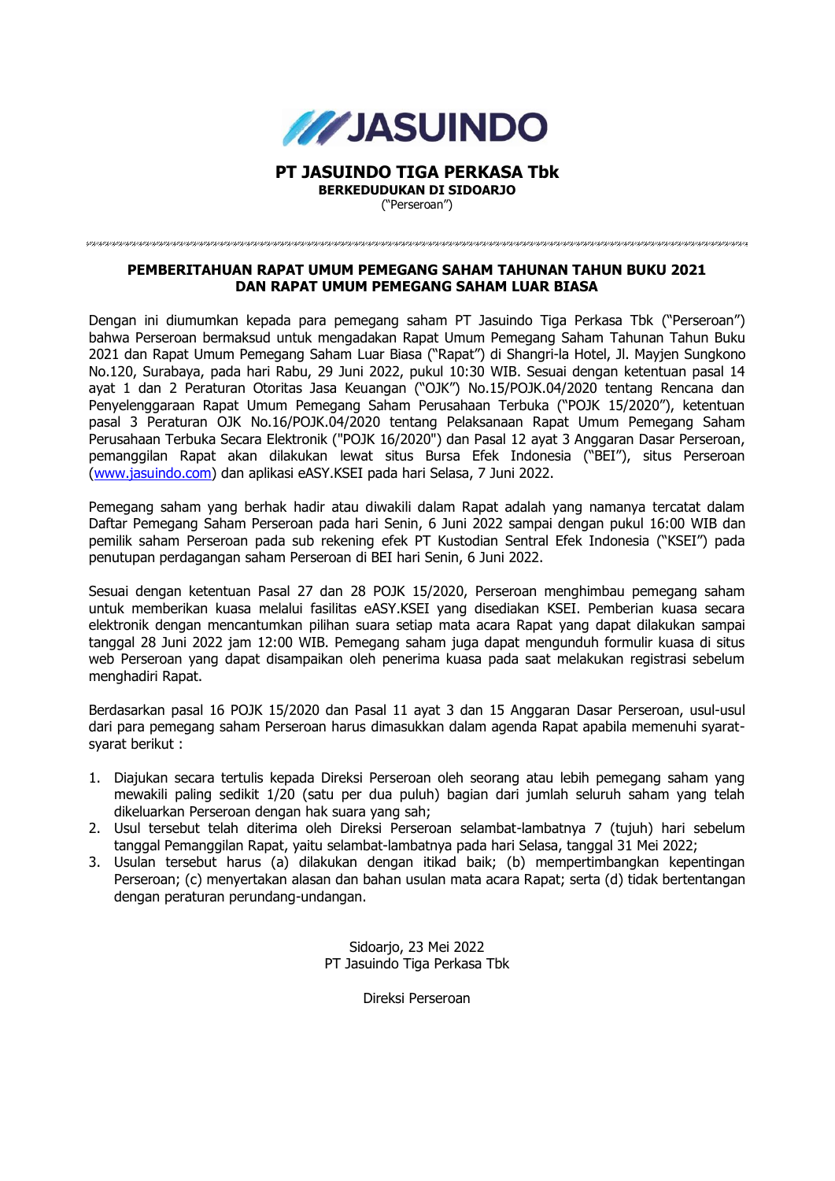JASUINDO

# PT JASUINDO TIGA PERKASA Tbk

**BERKEDUDUKAN DI SIDOARJO**

("Perseroan")

## PEMBERITAHUAN RAPAT UMUM PEMEGANG SAHAM TAHUNAN TAHUN BUKU 2021 DAN RAPAT UMUM PEMEGANG SAHAM LUAR BIASA

Dengan ini diumumkan kepada para pemegang saham PT Jasuindo Tiga Perkasa Tbk ("Perseroan") bahwa Perseroan bermaksud untuk mengadakan Rapat Umum Pemegang Saham Tahunan Tahun Buku 2021 dan Rapat Umum Pemegang Saham Luar Biasa ("Rapat") di Shangri-la Hotel, Jl. Mayjen Sungkono No.120, Surabaya, pada hari Rabu, 29 Juni 2022, pukul 10:30 WIB. Sesuai dengan ketentuan pasal 14 ayat 1 dan 2 Peraturan Otoritas Jasa Keuangan ("OJK") No.15/POJK.04/2020 tentang Rencana dan Penyelenggaraan Rapat Umum Pemegang Saham Perusahaan Terbuka ("POJK 15/2020"), ketentuan pasal 3 Peraturan OJK No.16/POJK.04/2020 tentang Pelaksanaan Rapat Umum Pemegang Saham Perusahaan Terbuka Secara Elektronik ("POJK 16/2020") dan Pasal 12 ayat 3 Anggaran Dasar Perseroan, pemanggilan Rapat akan dilakukan lewat situs Bursa Efek Indonesia ("BEI"), situs Perseroan (www.jasuindo.com) dan aplikasi eASY.KSEI pada hari Selasa, 7 Juni 2022.

Pemegang saham yang berhak hadir atau diwakili dalam Rapat adalah yang namanya tercatat dalam Daftar Pemegang Saham Perseroan pada hari Senin, 6 Juni 2022 sampai dengan pukul 16:00 WIB dan pemilik saham Perseroan pada sub rekening efek PT Kustodian Sentral Efek Indonesia ("KSEI") pada penutupan perdagangan saham Perseroan di BEI hari Senin, 6 Juni 2022.

Sesuai dengan ketentuan Pasal 27 dan 28 POJK 15/2020, Perseroan menghimbau pemegang saham untuk memberikan kuasa melalui fasilitas eASY.KSEI yang disediakan KSEI. Pemberian kuasa secara elektronik dengan mencantumkan pilihan suara setiap mata acara Rapat yang dapat dilakukan sampai tanggal 28 Juni 2022 jam 12:00 WIB. Pemegang saham juga dapat mengunduh formulir kuasa di situs web Perseroan yang dapat disampaikan oleh penerima kuasa pada saat melakukan registrasi sebelum menghadiri Rapat.

Berdasarkan pasal 16 POJK 15/2020 dan Pasal 11 ayat 3 dan 15 Anggaran Dasar Perseroan, usul-usul dari para pemegang saham Perseroan harus dimasukkan dalam agenda Rapat apabila memenuhi syarat-syarat berikut :

1. Diajukan secara tertulis kepada Direksi Perseroan oleh seorang atau lebih pemegang saham yang mewakili paling sedikit 1/20 (satu per dua puluh) bagian dari jumlah seluruh saham yang telah dikeluarkan Perseroan dengan hak suara yang sah;
2. Usul tersebut telah diterima oleh Direksi Perseroan selambat-lambatnya 7 (tujuh) hari sebelum tanggal Pemanggilan Rapat, yaitu selambat-lambatnya pada hari Selasa, tanggal 31 Mei 2022;
3. Usulan tersebut harus (a) dilakukan dengan itikad baik; (b) mempertimbangkan kepentingan Perseroan; (c) menyertakan alasan dan bahan usulan mata acara Rapat; serta (d) tidak bertentangan dengan peraturan perundang-undangan.

Sidoarjo, 23 Mei 2022
PT Jasuindo Tiga Perkasa Tbk

Direksi Perseroan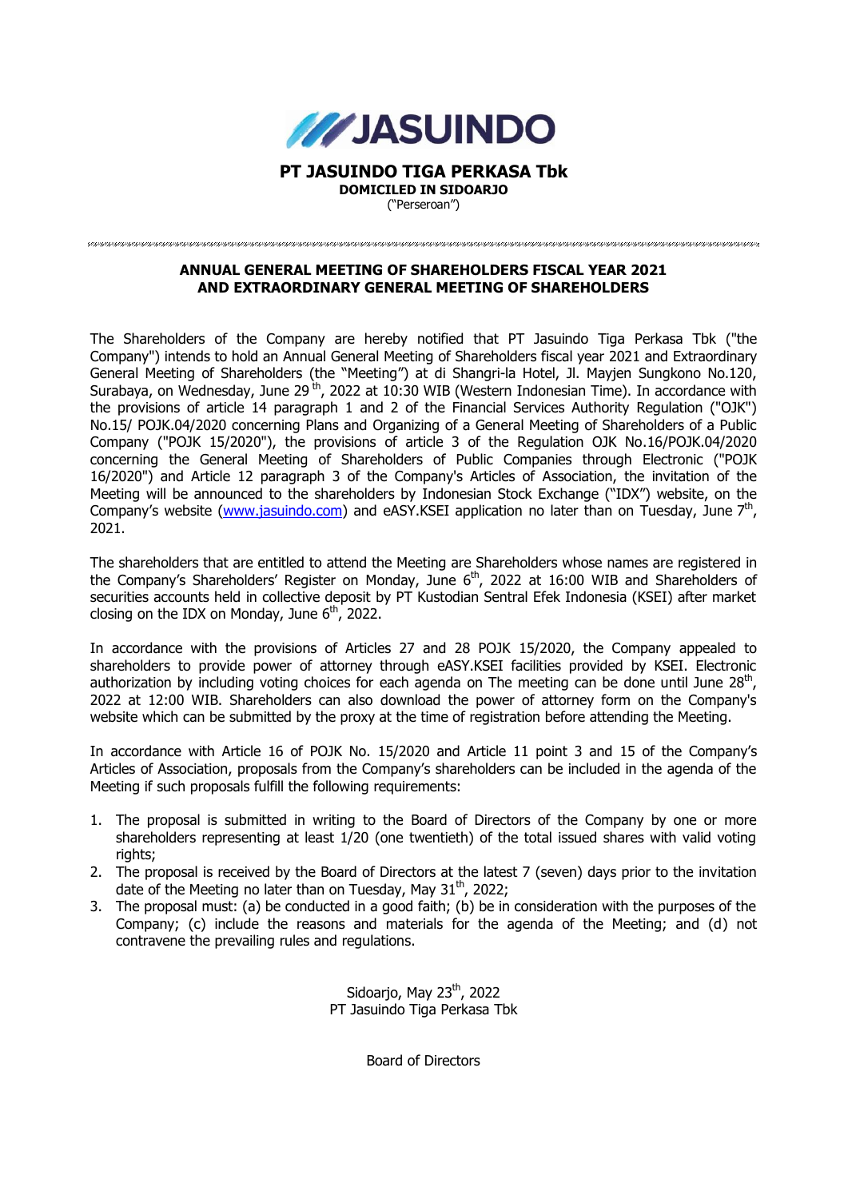# PT JASUINDO TIGA PERKASA Tbk

**DOMICILED IN SIDOARJO**

("Perseroan")

## ANNUAL GENERAL MEETING OF SHAREHOLDERS FISCAL YEAR 2021 AND EXTRAORDINARY GENERAL MEETING OF SHAREHOLDERS

The Shareholders of the Company are hereby notified that PT Jasuindo Tiga Perkasa Tbk ("the Company") intends to hold an Annual General Meeting of Shareholders fiscal year 2021 and Extraordinary General Meeting of Shareholders (the "Meeting") at di Shangri-la Hotel, Jl. Mayjen Sungkono No.120, Surabaya, on Wednesday, June 29th, 2022 at 10:30 WIB (Western Indonesian Time). In accordance with the provisions of article 14 paragraph 1 and 2 of the Financial Services Authority Regulation ("OJK") No.15/ POJK.04/2020 concerning Plans and Organizing of a General Meeting of Shareholders of a Public Company ("POJK 15/2020"), the provisions of article 3 of the Regulation OJK No.16/POJK.04/2020 concerning the General Meeting of Shareholders of Public Companies through Electronic ("POJK 16/2020") and Article 12 paragraph 3 of the Company's Articles of Association, the invitation of the Meeting will be announced to the shareholders by Indonesian Stock Exchange ("IDX") website, on the Company's website (www.jasuindo.com) and eASY.KSEI application no later than on Tuesday, June 7th, 2021.

The shareholders that are entitled to attend the Meeting are Shareholders whose names are registered in the Company's Shareholders' Register on Monday, June 6th, 2022 at 16:00 WIB and Shareholders of securities accounts held in collective deposit by PT Kustodian Sentral Efek Indonesia (KSEI) after market closing on the IDX on Monday, June 6th, 2022.

In accordance with the provisions of Articles 27 and 28 POJK 15/2020, the Company appealed to shareholders to provide power of attorney through eASY.KSEI facilities provided by KSEI. Electronic authorization by including voting choices for each agenda on The meeting can be done until June 28th, 2022 at 12:00 WIB. Shareholders can also download the power of attorney form on the Company's website which can be submitted by the proxy at the time of registration before attending the Meeting.

In accordance with Article 16 of POJK No. 15/2020 and Article 11 point 3 and 15 of the Company's Articles of Association, proposals from the Company's shareholders can be included in the agenda of the Meeting if such proposals fulfill the following requirements:

1. The proposal is submitted in writing to the Board of Directors of the Company by one or more shareholders representing at least 1/20 (one twentieth) of the total issued shares with valid voting rights;
2. The proposal is received by the Board of Directors at the latest 7 (seven) days prior to the invitation date of the Meeting no later than on Tuesday, May 31th, 2022;
3. The proposal must: (a) be conducted in a good faith; (b) be in consideration with the purposes of the Company; (c) include the reasons and materials for the agenda of the Meeting; and (d) not contravene the prevailing rules and regulations.

Sidoarjo, May 23th, 2022
PT Jasuindo Tiga Perkasa Tbk

Board of Directors